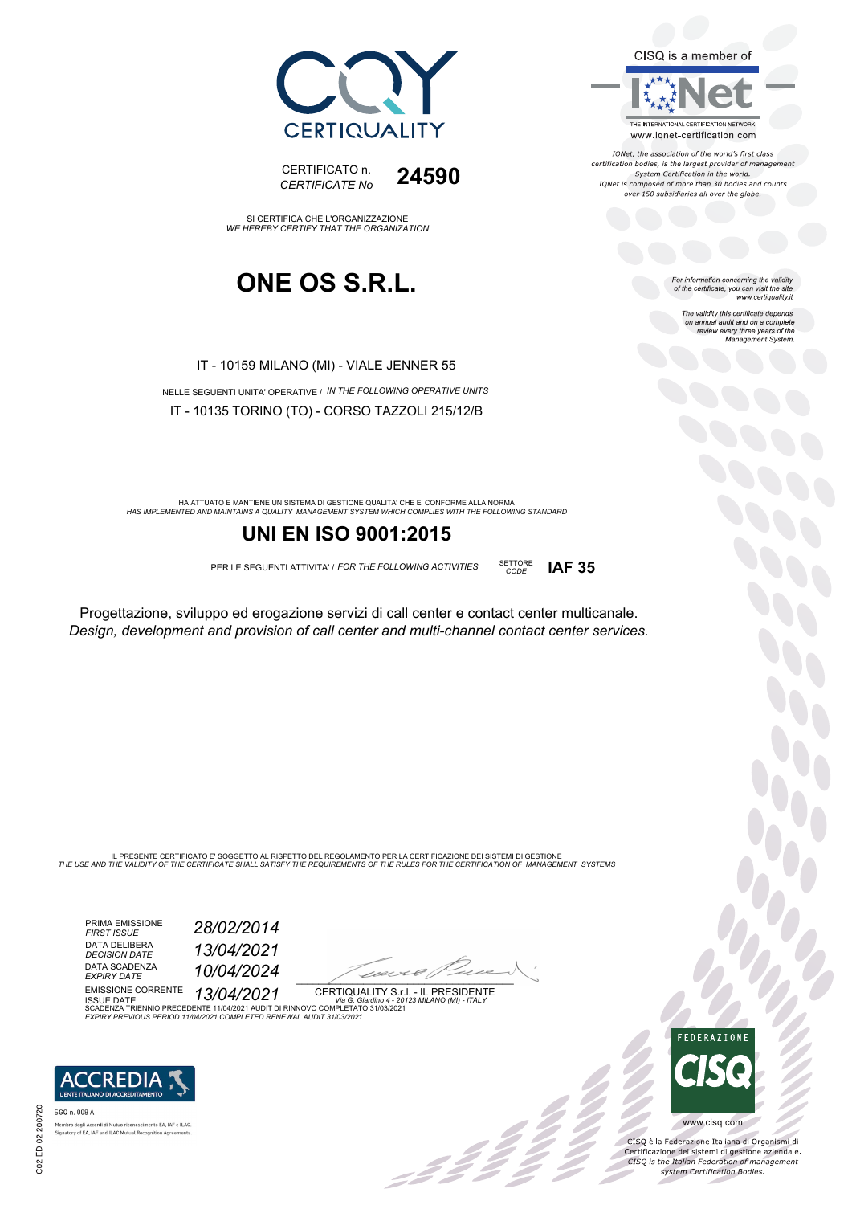CERTIQUALITY

CERTIFICATO n.
*CERTIFICATE No* **24590**

SI CERTIFICA CHE L'ORGANIZZAZIONE
*WE HEREBY CERTIFY THAT THE ORGANIZATION*

# ONE OS S.R.L.

IT - 10159 MILANO (MI) - VIALE JENNER 55

NELLE SEGUENTI UNITA' OPERATIVE / *IN THE FOLLOWING OPERATIVE UNITS*

IT - 10135 TORINO (TO) - CORSO TAZZOLI 215/12/B

HA ATTUATO E MANTIENE UN SISTEMA DI GESTIONE QUALITA' CHE E' CONFORME ALLA NORMA
*HAS IMPLEMENTED AND MAINTAINS A QUALITY MANAGEMENT SYSTEM WHICH COMPLIES WITH THE FOLLOWING STANDARD*

## UNI EN ISO 9001:2015

PER LE SEGUENTI ATTIVITA' / *FOR THE FOLLOWING ACTIVITIES* SETTORE *CODE* **IAF 35**

Progettazione, sviluppo ed erogazione servizi di call center e contact center multicanale.
*Design, development and provision of call center and multi-channel contact center services.*

IL PRESENTE CERTIFICATO E' SOGGETTO AL RISPETTO DEL REGOLAMENTO PER LA CERTIFICAZIONE DEI SISTEMI DI GESTIONE
*THE USE AND THE VALIDITY OF THE CERTIFICATE SHALL SATISFY THE REQUIREMENTS OF THE RULES FOR THE CERTIFICATION OF MANAGEMENT SYSTEMS*

| | |
|---|---|
| PRIMA EMISSIONE *FIRST ISSUE* | *28/02/2014* |
| DATA DELIBERA *DECISION DATE* | *13/04/2021* |
| DATA SCADENZA *EXPIRY DATE* | *10/04/2024* |
| EMISSIONE CORRENTE *ISSUE DATE* | *13/04/2021* |

CERTIQUALITY S.r.l. - IL PRESIDENTE
*Via G. Giardino 4 - 20123 MILANO (MI) - ITALY*

SCADENZA TRIENNIO PRECEDENTE 11/04/2021 AUDIT DI RINNOVO COMPLETATO 31/03/2021
*EXPIRY PREVIOUS PERIOD 11/04/2021 COMPLETED RENEWAL AUDIT 31/03/2021*

CISQ is a member of IQNet
THE INTERNATIONAL CERTIFICATION NETWORK
www.iqnet-certification.com

*IQNet, the association of the world's first class certification bodies, is the largest provider of management System Certification in the world. IQNet is composed of more than 30 bodies and counts over 150 subsidiaries all over the globe.*

*For information concerning the validity of the certificate, you can visit the site www.certiquality.it*

*The validity this certificate depends on annual audit and on a complete review every three years of the Management System.*

ACCREDIA L'ENTE ITALIANO DI ACCREDITAMENTO
SGQ n. 008 A
Membro degli Accordi di Mutuo riconoscimento EA, IAF e ILAC
Signatory of EA, IAF and ILAC Mutual Recognition Agreements

FEDERAZIONE CISQ
www.cisq.com

CISQ è la Federazione Italiana di Organismi di Certificazione dei sistemi di gestione aziendale.
*CISQ is the Italian Federation of management system Certification Bodies.*

C02 ED 02 200720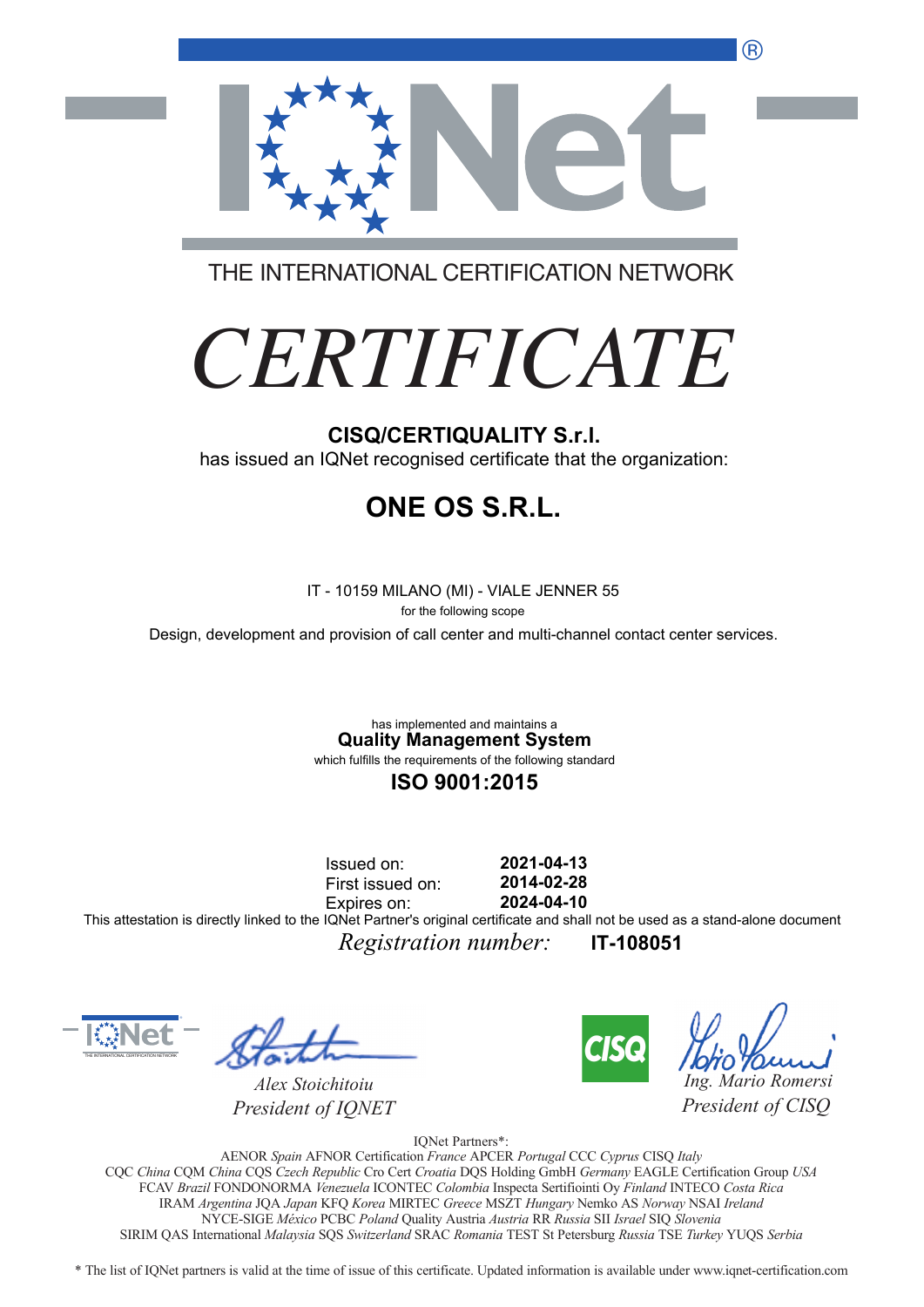# IQNet

THE INTERNATIONAL CERTIFICATION NETWORK

# *CERTIFICATE*

**CISQ/CERTIQUALITY S.r.l.**

has issued an IQNet recognised certificate that the organization:

## ONE OS S.R.L.

IT - 10159 MILANO (MI) - VIALE JENNER 55

for the following scope

Design, development and provision of call center and multi-channel contact center services.

has implemented and maintains a

**Quality Management System**

which fulfills the requirements of the following standard

**ISO 9001:2015**

| | |
|---|---|
| Issued on: | **2021-04-13** |
| First issued on: | **2014-02-28** |
| Expires on: | **2024-04-10** |

This attestation is directly linked to the IQNet Partner's original certificate and shall not be used as a stand-alone document

*Registration number:* **IT-108051**

*Alex Stoichitoiu*
*President of IQNET*

*Ing. Mario Romersi*
*President of CISQ*

IQNet Partners*:

AENOR *Spain* AFNOR Certification *France* APCER *Portugal* CCC *Cyprus* CISQ *Italy*
CQC *China* CQM *China* CQS *Czech Republic* Cro Cert *Croatia* DQS Holding GmbH *Germany* EAGLE Certification Group *USA*
FCAV *Brazil* FONDONORMA *Venezuela* ICONTEC *Colombia* Inspecta Sertifiointi Oy *Finland* INTECO *Costa Rica*
IRAM *Argentina* JQA *Japan* KFQ *Korea* MIRTEC *Greece* MSZT *Hungary* Nemko AS *Norway* NSAI *Ireland*
NYCE-SIGE *México* PCBC *Poland* Quality Austria *Austria* RR *Russia* SII *Israel* SIQ *Slovenia*
SIRIM QAS International *Malaysia* SQS *Switzerland* SRAC *Romania* TEST St Petersburg *Russia* TSE *Turkey* YUQS *Serbia*

\* The list of IQNet partners is valid at the time of issue of this certificate. Updated information is available under www.iqnet-certification.com